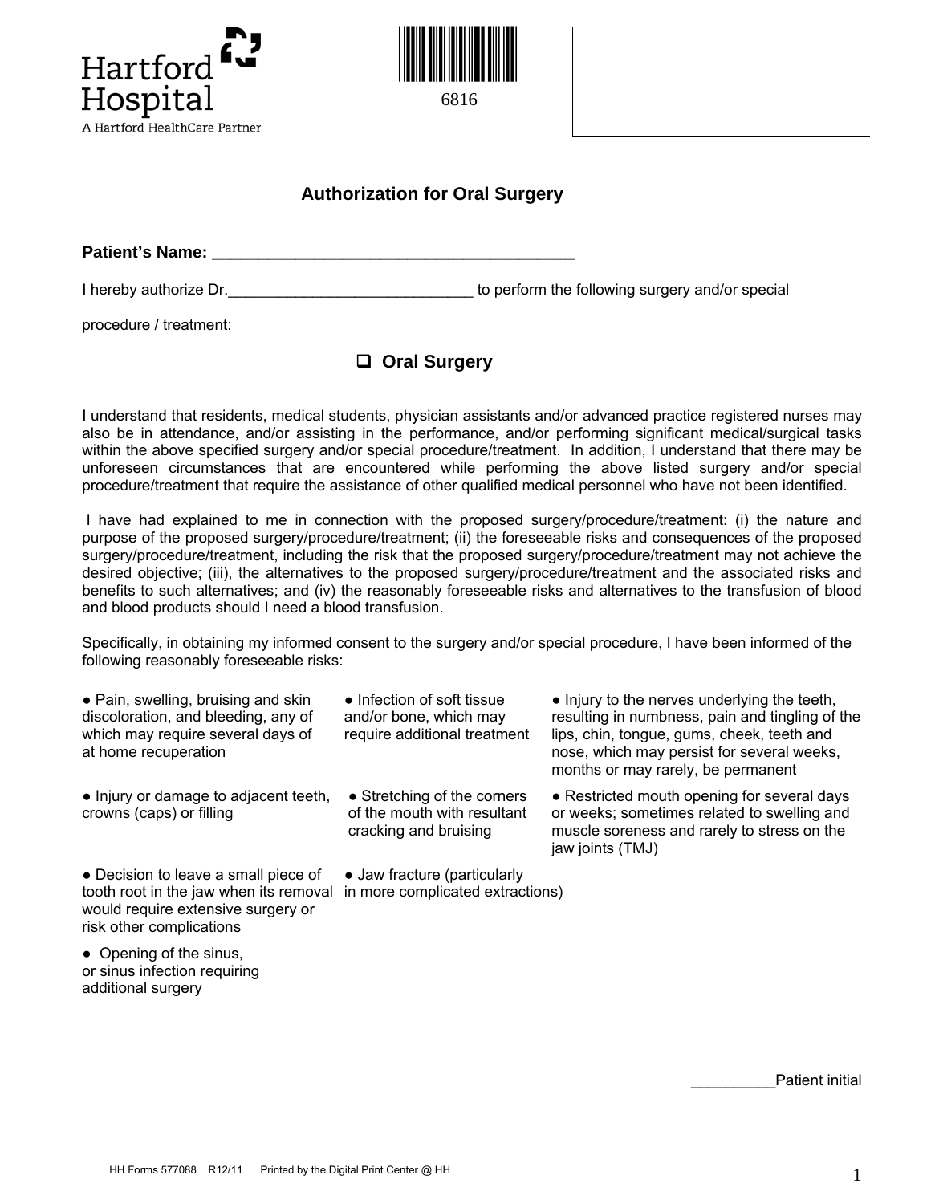Hartford Hospital
A Hartford HealthCare Partner

6816

## Authorization for Oral Surgery

**Patient's Name: ________________________________________**

I hereby authorize Dr.____________________________ to perform the following surgery and/or special procedure / treatment:

❑ **Oral Surgery**

I understand that residents, medical students, physician assistants and/or advanced practice registered nurses may also be in attendance, and/or assisting in the performance, and/or performing significant medical/surgical tasks within the above specified surgery and/or special procedure/treatment. In addition, I understand that there may be unforeseen circumstances that are encountered while performing the above listed surgery and/or special procedure/treatment that require the assistance of other qualified medical personnel who have not been identified.

I have had explained to me in connection with the proposed surgery/procedure/treatment: (i) the nature and purpose of the proposed surgery/procedure/treatment; (ii) the foreseeable risks and consequences of the proposed surgery/procedure/treatment, including the risk that the proposed surgery/procedure/treatment may not achieve the desired objective; (iii), the alternatives to the proposed surgery/procedure/treatment and the associated risks and benefits to such alternatives; and (iv) the reasonably foreseeable risks and alternatives to the transfusion of blood and blood products should I need a blood transfusion.

Specifically, in obtaining my informed consent to the surgery and/or special procedure, I have been informed of the following reasonably foreseeable risks:

- Pain, swelling, bruising and skin discoloration, and bleeding, any of which may require several days of at home recuperation
- Infection of soft tissue and/or bone, which may require additional treatment
- Injury to the nerves underlying the teeth, resulting in numbness, pain and tingling of the lips, chin, tongue, gums, cheek, teeth and nose, which may persist for several weeks, months or may rarely, be permanent
- Injury or damage to adjacent teeth, crowns (caps) or filling
- Stretching of the corners of the mouth with resultant cracking and bruising
- Restricted mouth opening for several days or weeks; sometimes related to swelling and muscle soreness and rarely to stress on the jaw joints (TMJ)
- Decision to leave a small piece of tooth root in the jaw when its removal would require extensive surgery or risk other complications
- Jaw fracture (particularly in more complicated extractions)
- Opening of the sinus, or sinus infection requiring additional surgery

__________Patient initial

HH Forms 577088 R12/11 Printed by the Digital Print Center @ HH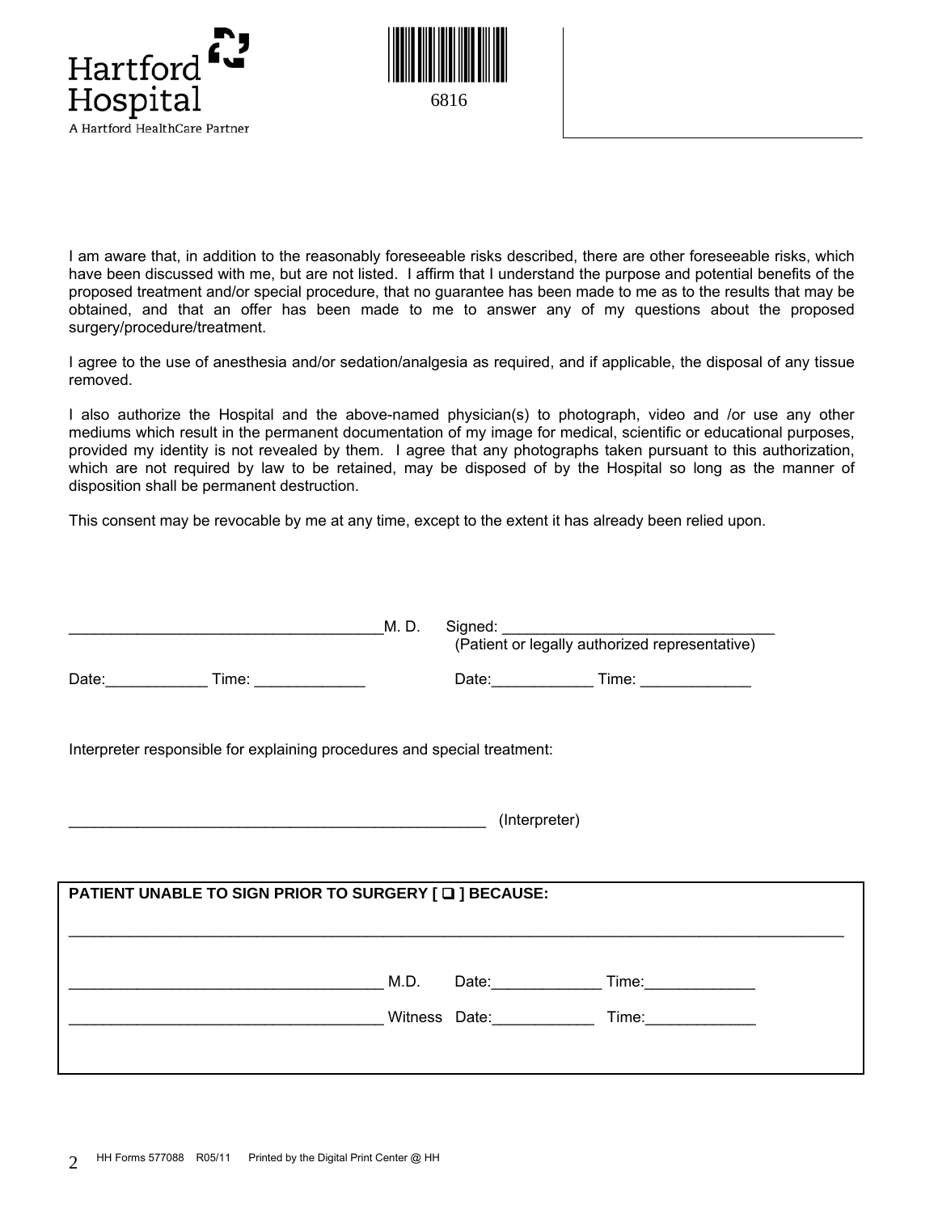Hartford Hospital
A Hartford HealthCare Partner

6816

I am aware that, in addition to the reasonably foreseeable risks described, there are other foreseeable risks, which have been discussed with me, but are not listed. I affirm that I understand the purpose and potential benefits of the proposed treatment and/or special procedure, that no guarantee has been made to me as to the results that may be obtained, and that an offer has been made to me to answer any of my questions about the proposed surgery/procedure/treatment.

I agree to the use of anesthesia and/or sedation/analgesia as required, and if applicable, the disposal of any tissue removed.

I also authorize the Hospital and the above-named physician(s) to photograph, video and /or use any other mediums which result in the permanent documentation of my image for medical, scientific or educational purposes, provided my identity is not revealed by them. I agree that any photographs taken pursuant to this authorization, which are not required by law to be retained, may be disposed of by the Hospital so long as the manner of disposition shall be permanent destruction.

This consent may be revocable by me at any time, except to the extent it has already been relied upon.

____________________________________M. D.     Signed: ________________________________
(Patient or legally authorized representative)

Date:____________ Time: _____________     Date:____________ Time: _____________

Interpreter responsible for explaining procedures and special treatment:

__________________________________________________ (Interpreter)

**PATIENT UNABLE TO SIGN PRIOR TO SURGERY [ ❑ ] BECAUSE:**

_____________________________________________________________________________________________

____________________________________ M.D.   Date:_____________ Time:_____________

____________________________________ Witness   Date:____________ Time:_____________

HH Forms 577088 R05/11 Printed by the Digital Print Center @ HH